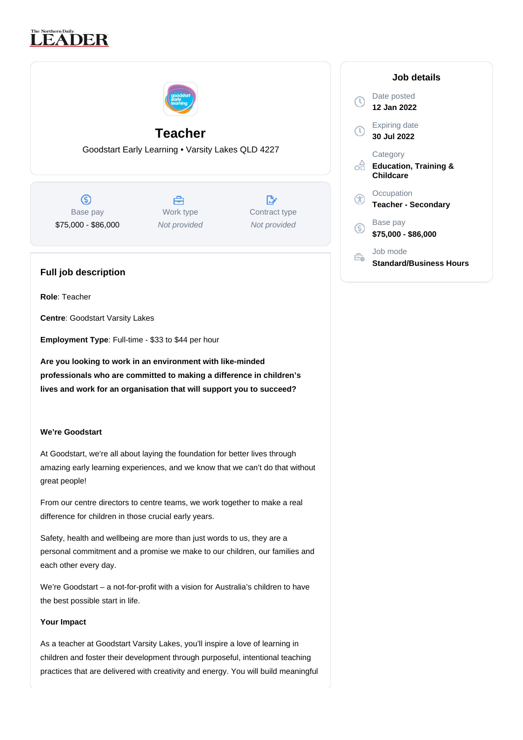The Northern Daily LEADER

# Teacher

Goodstart Early Learning • Varsity Lakes QLD 4227

| Base pay | Work type | Contract type |
| --- | --- | --- |
| $75,000 - $86,000 | *Not provided* | *Not provided* |

## Job details

Date posted
**12 Jan 2022**

Expiring date
**30 Jul 2022**

Category
**Education, Training & Childcare**

Occupation
**Teacher - Secondary**

Base pay
**$75,000 - $86,000**

Job mode
**Standard/Business Hours**

## Full job description

**Role**: Teacher

**Centre**: Goodstart Varsity Lakes

**Employment Type**: Full-time - $33 to $44 per hour

**Are you looking to work in an environment with like-minded professionals who are committed to making a difference in children's lives and work for an organisation that will support you to succeed?**

**We're Goodstart**

At Goodstart, we're all about laying the foundation for better lives through amazing early learning experiences, and we know that we can't do that without great people!

From our centre directors to centre teams, we work together to make a real difference for children in those crucial early years.

Safety, health and wellbeing are more than just words to us, they are a personal commitment and a promise we make to our children, our families and each other every day.

We're Goodstart – a not-for-profit with a vision for Australia's children to have the best possible start in life.

**Your Impact**

As a teacher at Goodstart Varsity Lakes, you'll inspire a love of learning in children and foster their development through purposeful, intentional teaching practices that are delivered with creativity and energy. You will build meaningful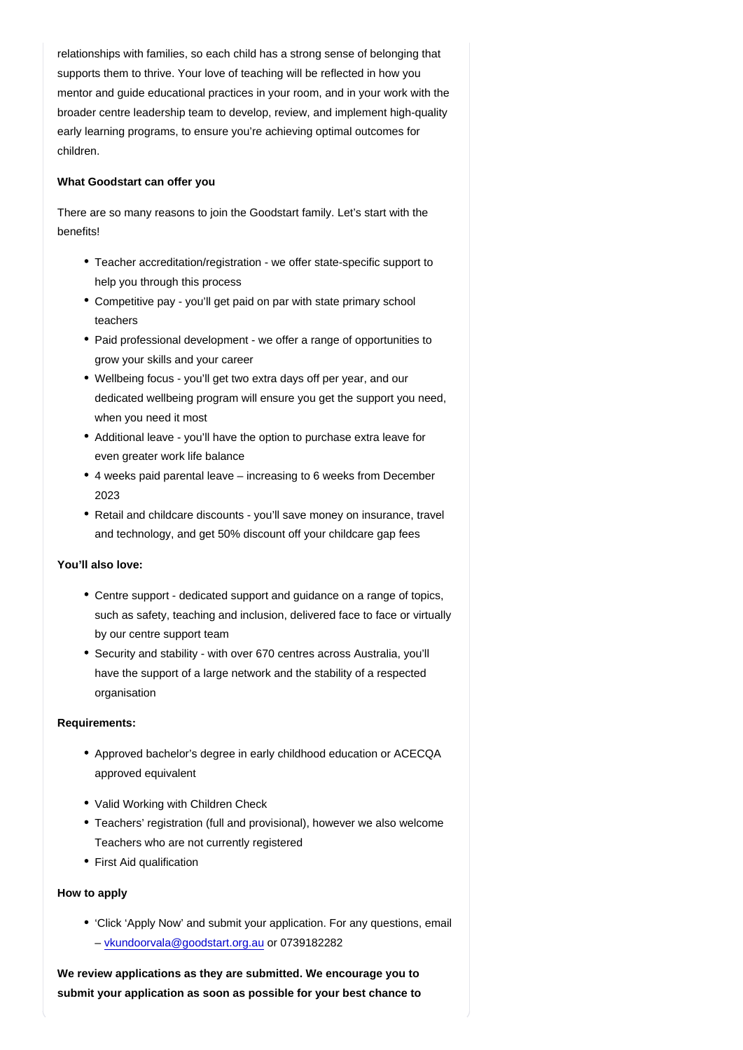relationships with families, so each child has a strong sense of belonging that supports them to thrive. Your love of teaching will be reflected in how you mentor and guide educational practices in your room, and in your work with the broader centre leadership team to develop, review, and implement high-quality early learning programs, to ensure you're achieving optimal outcomes for children.

**What Goodstart can offer you**

There are so many reasons to join the Goodstart family. Let's start with the benefits!

- Teacher accreditation/registration - we offer state-specific support to help you through this process
- Competitive pay - you'll get paid on par with state primary school teachers
- Paid professional development - we offer a range of opportunities to grow your skills and your career
- Wellbeing focus - you'll get two extra days off per year, and our dedicated wellbeing program will ensure you get the support you need, when you need it most
- Additional leave - you'll have the option to purchase extra leave for even greater work life balance
- 4 weeks paid parental leave – increasing to 6 weeks from December 2023
- Retail and childcare discounts - you'll save money on insurance, travel and technology, and get 50% discount off your childcare gap fees

**You'll also love:**

- Centre support - dedicated support and guidance on a range of topics, such as safety, teaching and inclusion, delivered face to face or virtually by our centre support team
- Security and stability - with over 670 centres across Australia, you'll have the support of a large network and the stability of a respected organisation

**Requirements:**

- Approved bachelor's degree in early childhood education or ACECQA approved equivalent
- Valid Working with Children Check
- Teachers' registration (full and provisional), however we also welcome Teachers who are not currently registered
- First Aid qualification

**How to apply**

- 'Click 'Apply Now' and submit your application. For any questions, email – vkundoorvala@goodstart.org.au or 0739182282

**We review applications as they are submitted. We encourage you to submit your application as soon as possible for your best chance to**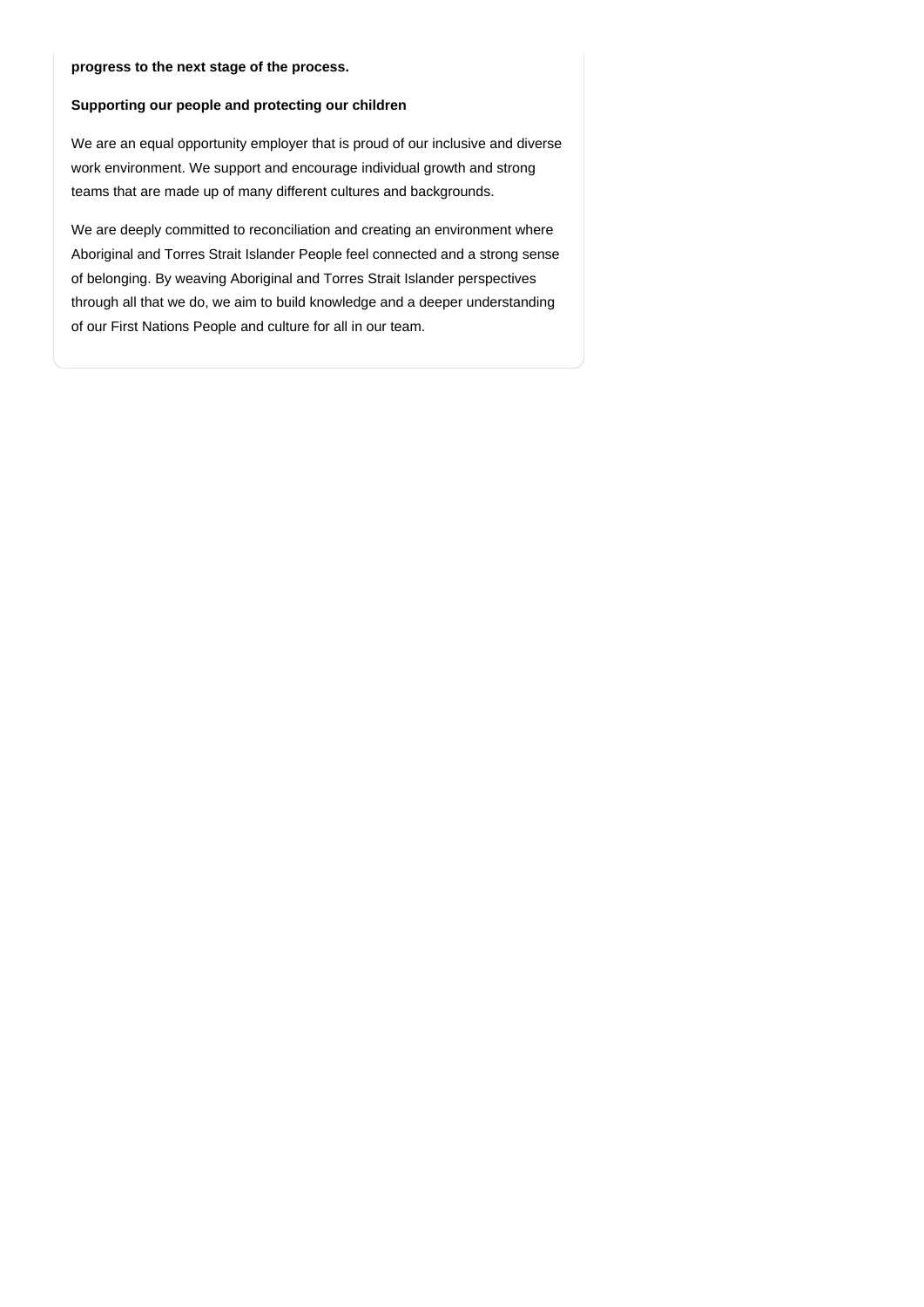**progress to the next stage of the process.**

**Supporting our people and protecting our children**

We are an equal opportunity employer that is proud of our inclusive and diverse work environment. We support and encourage individual growth and strong teams that are made up of many different cultures and backgrounds.

We are deeply committed to reconciliation and creating an environment where Aboriginal and Torres Strait Islander People feel connected and a strong sense of belonging. By weaving Aboriginal and Torres Strait Islander perspectives through all that we do, we aim to build knowledge and a deeper understanding of our First Nations People and culture for all in our team.